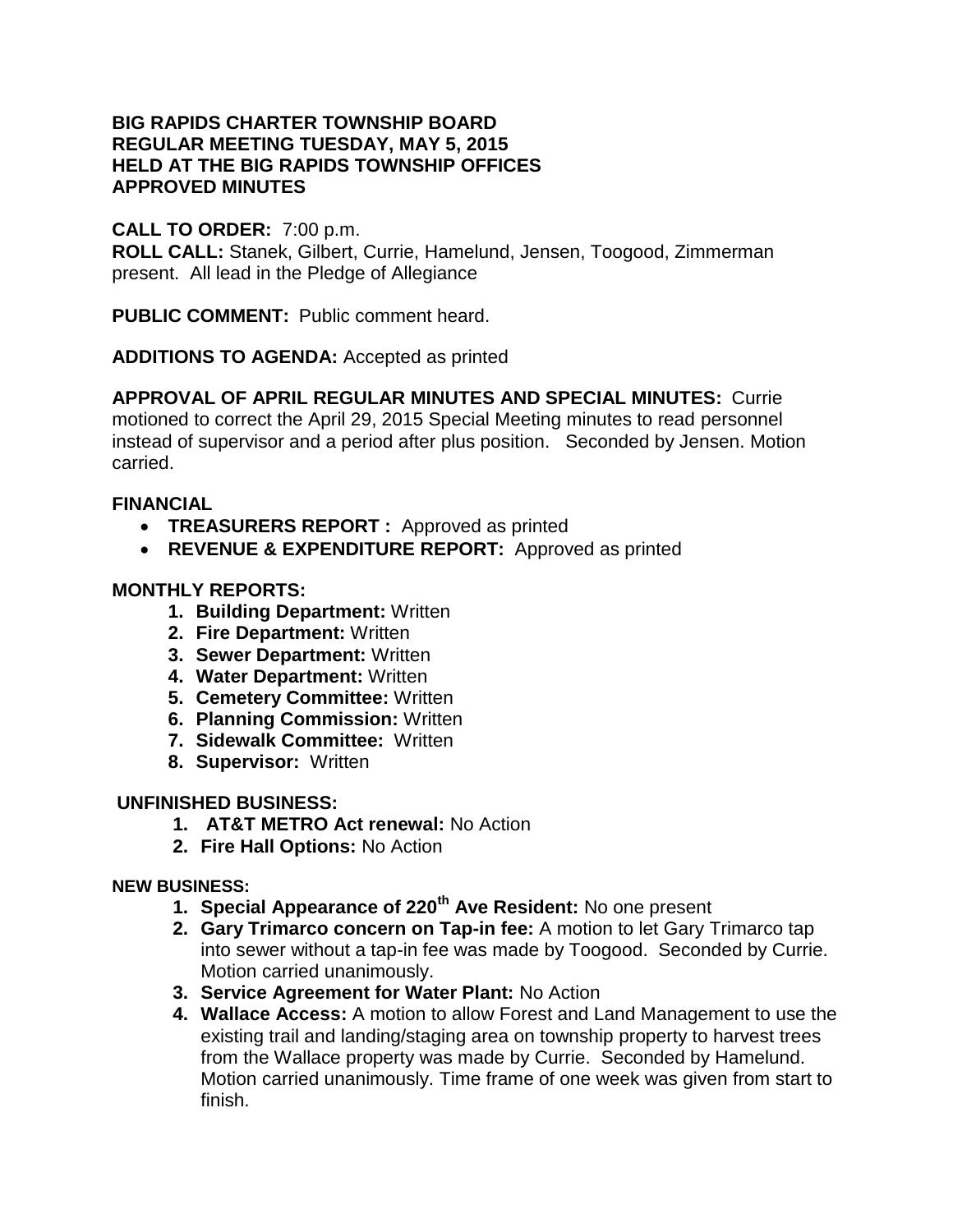# BIG RAPIDS CHARTER TOWNSHIP BOARD
# REGULAR MEETING TUESDAY, MAY 5, 2015
# HELD AT THE BIG RAPIDS TOWNSHIP OFFICES
# APPROVED MINUTES

**CALL TO ORDER:** 7:00 p.m.
**ROLL CALL:** Stanek, Gilbert, Currie, Hamelund, Jensen, Toogood, Zimmerman present. All lead in the Pledge of Allegiance

**PUBLIC COMMENT:** Public comment heard.

**ADDITIONS TO AGENDA:** Accepted as printed

**APPROVAL OF APRIL REGULAR MINUTES AND SPECIAL MINUTES:** Currie motioned to correct the April 29, 2015 Special Meeting minutes to read personnel instead of supervisor and a period after plus position. Seconded by Jensen. Motion carried.

**FINANCIAL**

- **TREASURERS REPORT :** Approved as printed
- **REVENUE & EXPENDITURE REPORT:** Approved as printed

**MONTHLY REPORTS:**

1. **Building Department:** Written
2. **Fire Department:** Written
3. **Sewer Department:** Written
4. **Water Department:** Written
5. **Cemetery Committee:** Written
6. **Planning Commission:** Written
7. **Sidewalk Committee:** Written
8. **Supervisor:** Written

**UNFINISHED BUSINESS:**

1. **AT&T METRO Act renewal:** No Action
2. **Fire Hall Options:** No Action

**NEW BUSINESS:**

1. **Special Appearance of 220th Ave Resident:** No one present
2. **Gary Trimarco concern on Tap-in fee:** A motion to let Gary Trimarco tap into sewer without a tap-in fee was made by Toogood. Seconded by Currie. Motion carried unanimously.
3. **Service Agreement for Water Plant:** No Action
4. **Wallace Access:** A motion to allow Forest and Land Management to use the existing trail and landing/staging area on township property to harvest trees from the Wallace property was made by Currie. Seconded by Hamelund. Motion carried unanimously. Time frame of one week was given from start to finish.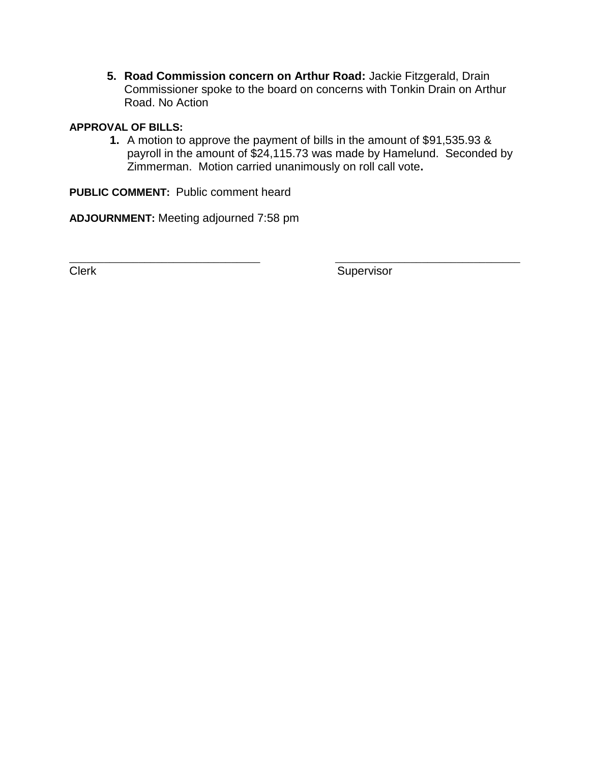5. **Road Commission concern on Arthur Road:** Jackie Fitzgerald, Drain Commissioner spoke to the board on concerns with Tonkin Drain on Arthur Road. No Action

**APPROVAL OF BILLS:**

1. A motion to approve the payment of bills in the amount of $91,535.93 & payroll in the amount of $24,115.73 was made by Hamelund. Seconded by Zimmerman. Motion carried unanimously on roll call vote**.**

**PUBLIC COMMENT:** Public comment heard

**ADJOURNMENT:** Meeting adjourned 7:58 pm

______________________________ ______________________________

Clerk Supervisor